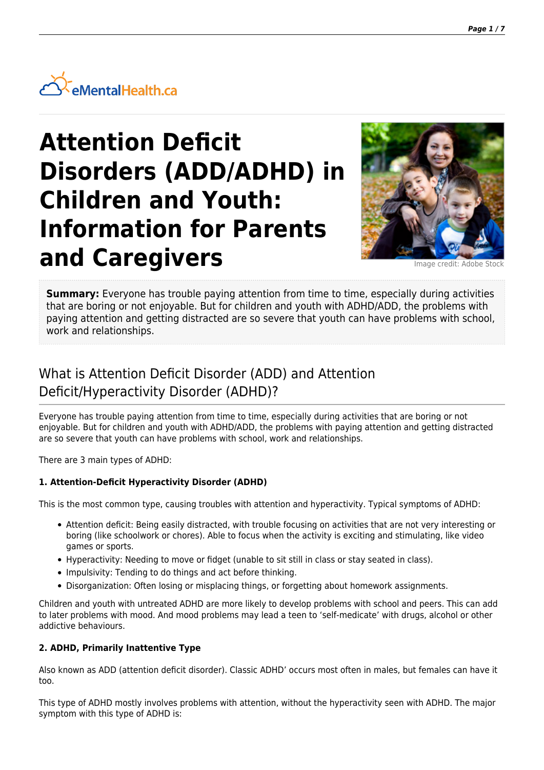# Attention Deficit Disorders (ADD/ADHD) in Children and Youth: Information for Parents and Caregivers

Image credit: Adobe Stock

**Summary:** Everyone has trouble paying attention from time to time, especially during activities that are boring or not enjoyable. But for children and youth with ADHD/ADD, the problems with paying attention and getting distracted are so severe that youth can have problems with school, work and relationships.

## What is Attention Deficit Disorder (ADD) and Attention Deficit/Hyperactivity Disorder (ADHD)?

Everyone has trouble paying attention from time to time, especially during activities that are boring or not enjoyable. But for children and youth with ADHD/ADD, the problems with paying attention and getting distracted are so severe that youth can have problems with school, work and relationships.

There are 3 main types of ADHD:

**1. Attention-Deficit Hyperactivity Disorder (ADHD)**

This is the most common type, causing troubles with attention and hyperactivity. Typical symptoms of ADHD:

- Attention deficit: Being easily distracted, with trouble focusing on activities that are not very interesting or boring (like schoolwork or chores). Able to focus when the activity is exciting and stimulating, like video games or sports.
- Hyperactivity: Needing to move or fidget (unable to sit still in class or stay seated in class).
- Impulsivity: Tending to do things and act before thinking.
- Disorganization: Often losing or misplacing things, or forgetting about homework assignments.

Children and youth with untreated ADHD are more likely to develop problems with school and peers. This can add to later problems with mood. And mood problems may lead a teen to 'self-medicate' with drugs, alcohol or other addictive behaviours.

**2. ADHD, Primarily Inattentive Type**

Also known as ADD (attention deficit disorder). Classic ADHD' occurs most often in males, but females can have it too.

This type of ADHD mostly involves problems with attention, without the hyperactivity seen with ADHD. The major symptom with this type of ADHD is: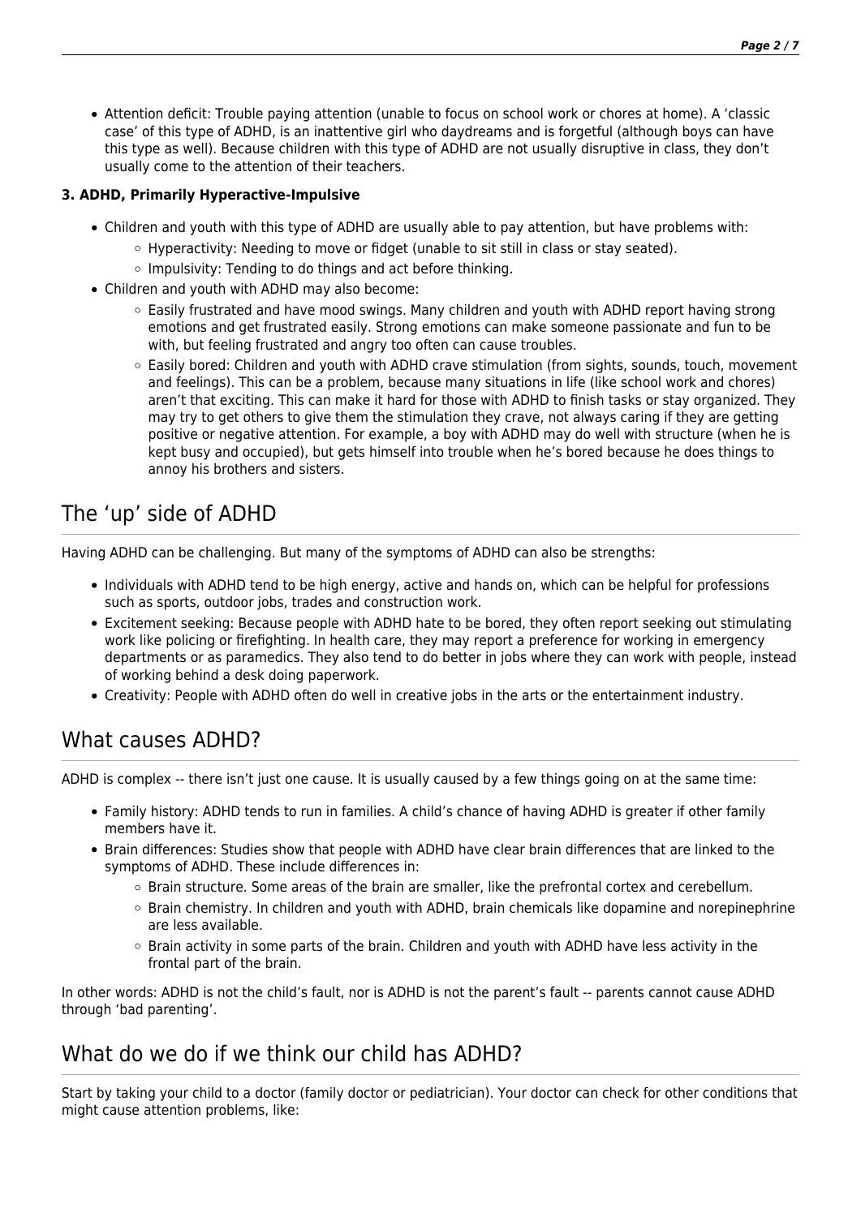- Attention deficit: Trouble paying attention (unable to focus on school work or chores at home). A 'classic case' of this type of ADHD, is an inattentive girl who daydreams and is forgetful (although boys can have this type as well). Because children with this type of ADHD are not usually disruptive in class, they don't usually come to the attention of their teachers.

**3. ADHD, Primarily Hyperactive-Impulsive**

- Children and youth with this type of ADHD are usually able to pay attention, but have problems with:
  - Hyperactivity: Needing to move or fidget (unable to sit still in class or stay seated).
  - Impulsivity: Tending to do things and act before thinking.
- Children and youth with ADHD may also become:
  - Easily frustrated and have mood swings. Many children and youth with ADHD report having strong emotions and get frustrated easily. Strong emotions can make someone passionate and fun to be with, but feeling frustrated and angry too often can cause troubles.
  - Easily bored: Children and youth with ADHD crave stimulation (from sights, sounds, touch, movement and feelings). This can be a problem, because many situations in life (like school work and chores) aren't that exciting. This can make it hard for those with ADHD to finish tasks or stay organized. They may try to get others to give them the stimulation they crave, not always caring if they are getting positive or negative attention. For example, a boy with ADHD may do well with structure (when he is kept busy and occupied), but gets himself into trouble when he's bored because he does things to annoy his brothers and sisters.

## The 'up' side of ADHD

Having ADHD can be challenging. But many of the symptoms of ADHD can also be strengths:

- Individuals with ADHD tend to be high energy, active and hands on, which can be helpful for professions such as sports, outdoor jobs, trades and construction work.
- Excitement seeking: Because people with ADHD hate to be bored, they often report seeking out stimulating work like policing or firefighting. In health care, they may report a preference for working in emergency departments or as paramedics. They also tend to do better in jobs where they can work with people, instead of working behind a desk doing paperwork.
- Creativity: People with ADHD often do well in creative jobs in the arts or the entertainment industry.

## What causes ADHD?

ADHD is complex -- there isn't just one cause. It is usually caused by a few things going on at the same time:

- Family history: ADHD tends to run in families. A child's chance of having ADHD is greater if other family members have it.
- Brain differences: Studies show that people with ADHD have clear brain differences that are linked to the symptoms of ADHD. These include differences in:
  - Brain structure. Some areas of the brain are smaller, like the prefrontal cortex and cerebellum.
  - Brain chemistry. In children and youth with ADHD, brain chemicals like dopamine and norepinephrine are less available.
  - Brain activity in some parts of the brain. Children and youth with ADHD have less activity in the frontal part of the brain.

In other words: ADHD is not the child's fault, nor is ADHD is not the parent's fault -- parents cannot cause ADHD through 'bad parenting'.

## What do we do if we think our child has ADHD?

Start by taking your child to a doctor (family doctor or pediatrician). Your doctor can check for other conditions that might cause attention problems, like: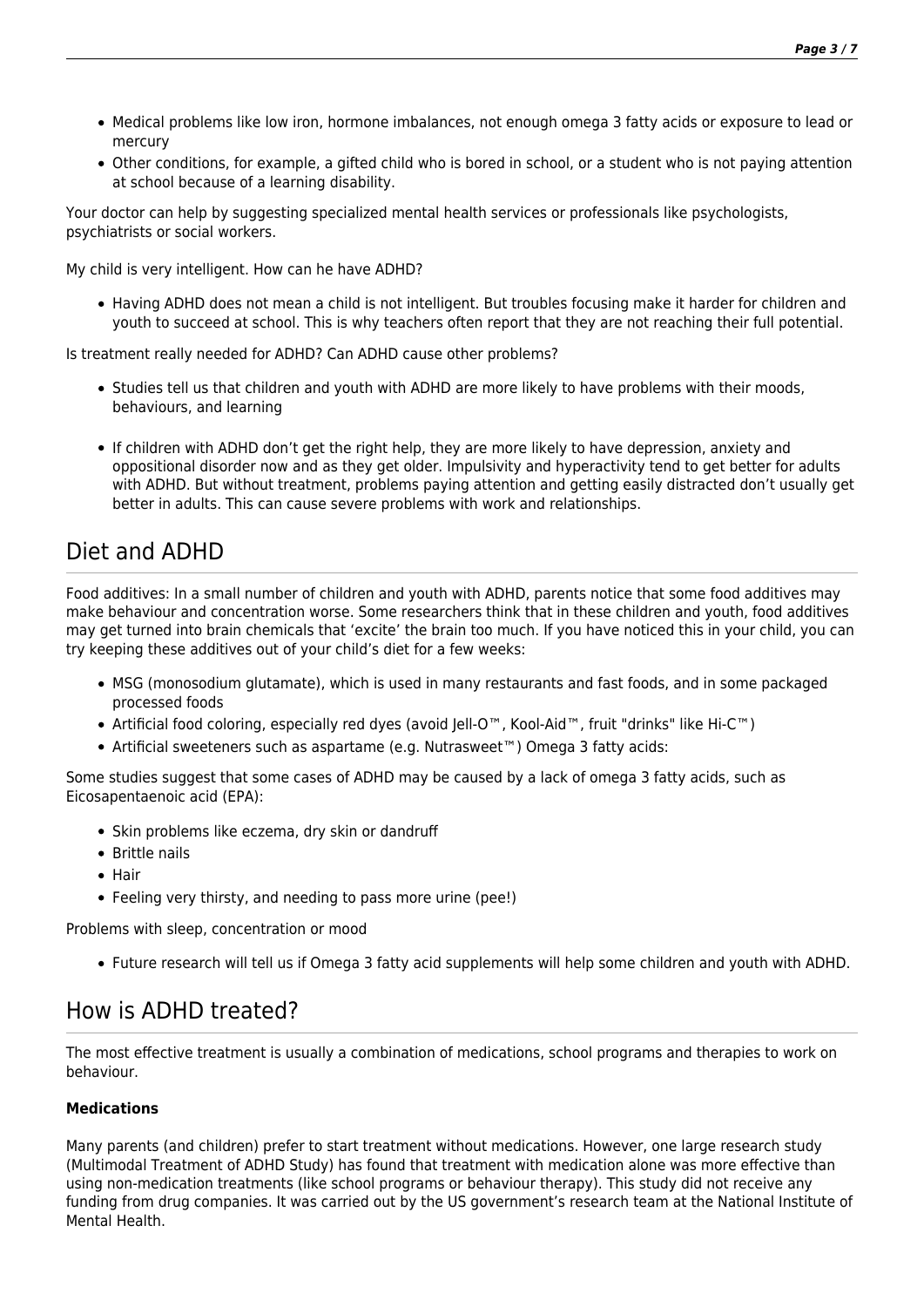- Medical problems like low iron, hormone imbalances, not enough omega 3 fatty acids or exposure to lead or mercury
- Other conditions, for example, a gifted child who is bored in school, or a student who is not paying attention at school because of a learning disability.

Your doctor can help by suggesting specialized mental health services or professionals like psychologists, psychiatrists or social workers.

My child is very intelligent. How can he have ADHD?

- Having ADHD does not mean a child is not intelligent. But troubles focusing make it harder for children and youth to succeed at school. This is why teachers often report that they are not reaching their full potential.

Is treatment really needed for ADHD? Can ADHD cause other problems?

- Studies tell us that children and youth with ADHD are more likely to have problems with their moods, behaviours, and learning
- If children with ADHD don't get the right help, they are more likely to have depression, anxiety and oppositional disorder now and as they get older. Impulsivity and hyperactivity tend to get better for adults with ADHD. But without treatment, problems paying attention and getting easily distracted don't usually get better in adults. This can cause severe problems with work and relationships.

## Diet and ADHD

Food additives: In a small number of children and youth with ADHD, parents notice that some food additives may make behaviour and concentration worse. Some researchers think that in these children and youth, food additives may get turned into brain chemicals that 'excite' the brain too much. If you have noticed this in your child, you can try keeping these additives out of your child's diet for a few weeks:

- MSG (monosodium glutamate), which is used in many restaurants and fast foods, and in some packaged processed foods
- Artificial food coloring, especially red dyes (avoid Jell-O™, Kool-Aid™, fruit "drinks" like Hi-C™)
- Artificial sweeteners such as aspartame (e.g. Nutrasweet™) Omega 3 fatty acids:

Some studies suggest that some cases of ADHD may be caused by a lack of omega 3 fatty acids, such as Eicosapentaenoic acid (EPA):

- Skin problems like eczema, dry skin or dandruff
- Brittle nails
- Hair
- Feeling very thirsty, and needing to pass more urine (pee!)

Problems with sleep, concentration or mood

- Future research will tell us if Omega 3 fatty acid supplements will help some children and youth with ADHD.

## How is ADHD treated?

The most effective treatment is usually a combination of medications, school programs and therapies to work on behaviour.

**Medications**

Many parents (and children) prefer to start treatment without medications. However, one large research study (Multimodal Treatment of ADHD Study) has found that treatment with medication alone was more effective than using non-medication treatments (like school programs or behaviour therapy). This study did not receive any funding from drug companies. It was carried out by the US government's research team at the National Institute of Mental Health.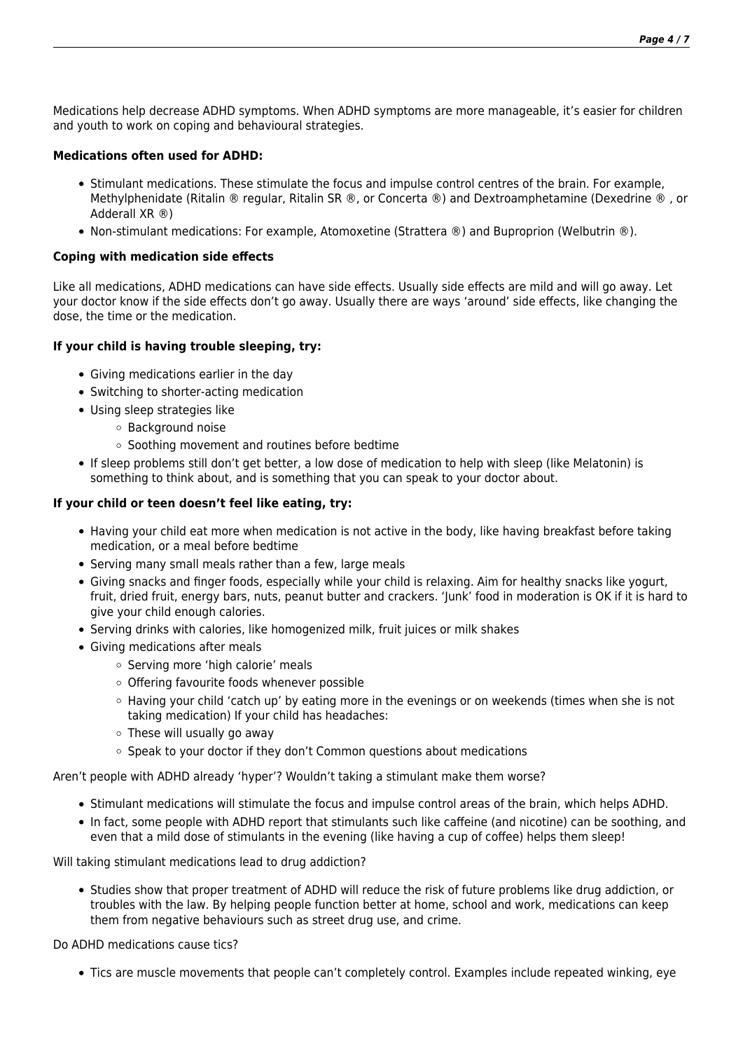Medications help decrease ADHD symptoms. When ADHD symptoms are more manageable, it's easier for children and youth to work on coping and behavioural strategies.

**Medications often used for ADHD:**

- Stimulant medications. These stimulate the focus and impulse control centres of the brain. For example, Methylphenidate (Ritalin ® regular, Ritalin SR ®, or Concerta ®) and Dextroamphetamine (Dexedrine ® , or Adderall XR ®)
- Non-stimulant medications: For example, Atomoxetine (Strattera ®) and Buproprion (Welbutrin ®).

**Coping with medication side effects**

Like all medications, ADHD medications can have side effects. Usually side effects are mild and will go away. Let your doctor know if the side effects don't go away. Usually there are ways 'around' side effects, like changing the dose, the time or the medication.

**If your child is having trouble sleeping, try:**

- Giving medications earlier in the day
- Switching to shorter-acting medication
- Using sleep strategies like
  - Background noise
  - Soothing movement and routines before bedtime
- If sleep problems still don't get better, a low dose of medication to help with sleep (like Melatonin) is something to think about, and is something that you can speak to your doctor about.

**If your child or teen doesn't feel like eating, try:**

- Having your child eat more when medication is not active in the body, like having breakfast before taking medication, or a meal before bedtime
- Serving many small meals rather than a few, large meals
- Giving snacks and finger foods, especially while your child is relaxing. Aim for healthy snacks like yogurt, fruit, dried fruit, energy bars, nuts, peanut butter and crackers. 'Junk' food in moderation is OK if it is hard to give your child enough calories.
- Serving drinks with calories, like homogenized milk, fruit juices or milk shakes
- Giving medications after meals
  - Serving more 'high calorie' meals
  - Offering favourite foods whenever possible
  - Having your child 'catch up' by eating more in the evenings or on weekends (times when she is not taking medication) If your child has headaches:
  - These will usually go away
  - Speak to your doctor if they don't Common questions about medications

Aren't people with ADHD already 'hyper'? Wouldn't taking a stimulant make them worse?

- Stimulant medications will stimulate the focus and impulse control areas of the brain, which helps ADHD.
- In fact, some people with ADHD report that stimulants such like caffeine (and nicotine) can be soothing, and even that a mild dose of stimulants in the evening (like having a cup of coffee) helps them sleep!

Will taking stimulant medications lead to drug addiction?

- Studies show that proper treatment of ADHD will reduce the risk of future problems like drug addiction, or troubles with the law. By helping people function better at home, school and work, medications can keep them from negative behaviours such as street drug use, and crime.

Do ADHD medications cause tics?

- Tics are muscle movements that people can't completely control. Examples include repeated winking, eye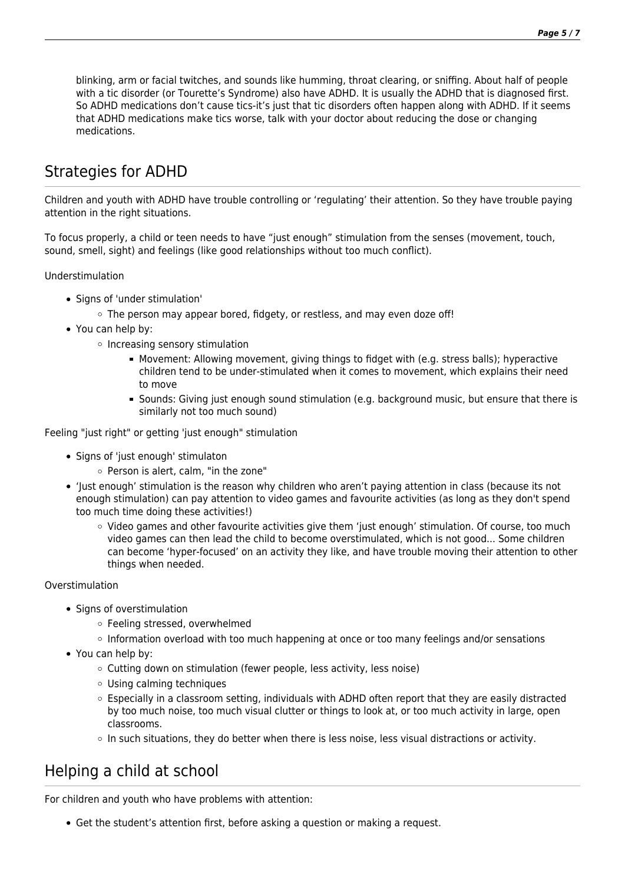blinking, arm or facial twitches, and sounds like humming, throat clearing, or sniffing. About half of people with a tic disorder (or Tourette's Syndrome) also have ADHD. It is usually the ADHD that is diagnosed first. So ADHD medications don't cause tics-it's just that tic disorders often happen along with ADHD. If it seems that ADHD medications make tics worse, talk with your doctor about reducing the dose or changing medications.

## Strategies for ADHD

Children and youth with ADHD have trouble controlling or 'regulating' their attention. So they have trouble paying attention in the right situations.

To focus properly, a child or teen needs to have "just enough" stimulation from the senses (movement, touch, sound, smell, sight) and feelings (like good relationships without too much conflict).

Understimulation

- Signs of 'under stimulation'
  - The person may appear bored, fidgety, or restless, and may even doze off!
- You can help by:
  - Increasing sensory stimulation
    - Movement: Allowing movement, giving things to fidget with (e.g. stress balls); hyperactive children tend to be under-stimulated when it comes to movement, which explains their need to move
    - Sounds: Giving just enough sound stimulation (e.g. background music, but ensure that there is similarly not too much sound)

Feeling "just right" or getting 'just enough" stimulation

- Signs of 'just enough' stimulaton
  - Person is alert, calm, "in the zone"
- 'Just enough' stimulation is the reason why children who aren't paying attention in class (because its not enough stimulation) can pay attention to video games and favourite activities (as long as they don't spend too much time doing these activities!)
  - Video games and other favourite activities give them 'just enough' stimulation. Of course, too much video games can then lead the child to become overstimulated, which is not good... Some children can become 'hyper-focused' on an activity they like, and have trouble moving their attention to other things when needed.

Overstimulation

- Signs of overstimulation
  - Feeling stressed, overwhelmed
  - Information overload with too much happening at once or too many feelings and/or sensations
- You can help by:
  - Cutting down on stimulation (fewer people, less activity, less noise)
  - Using calming techniques
  - Especially in a classroom setting, individuals with ADHD often report that they are easily distracted by too much noise, too much visual clutter or things to look at, or too much activity in large, open classrooms.
  - In such situations, they do better when there is less noise, less visual distractions or activity.

## Helping a child at school

For children and youth who have problems with attention:

- Get the student's attention first, before asking a question or making a request.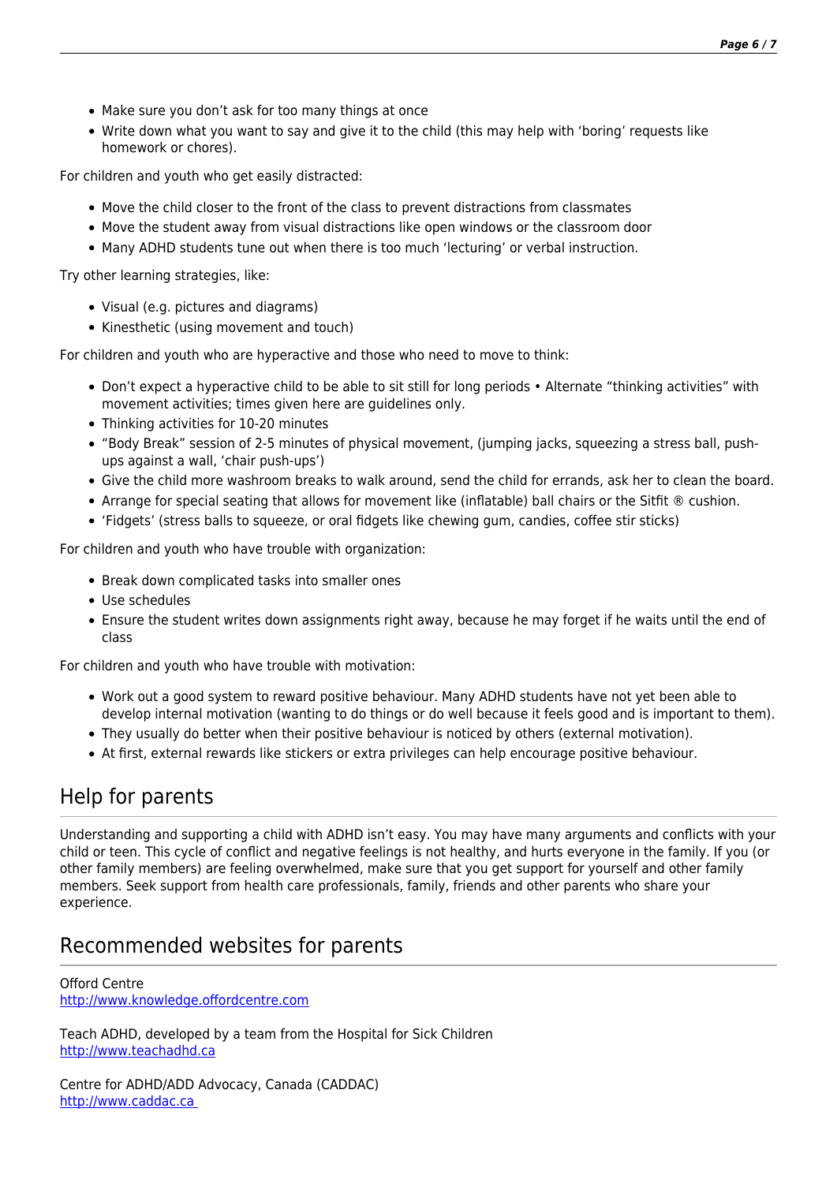- Make sure you don't ask for too many things at once
- Write down what you want to say and give it to the child (this may help with 'boring' requests like homework or chores).

For children and youth who get easily distracted:

- Move the child closer to the front of the class to prevent distractions from classmates
- Move the student away from visual distractions like open windows or the classroom door
- Many ADHD students tune out when there is too much 'lecturing' or verbal instruction.

Try other learning strategies, like:

- Visual (e.g. pictures and diagrams)
- Kinesthetic (using movement and touch)

For children and youth who are hyperactive and those who need to move to think:

- Don't expect a hyperactive child to be able to sit still for long periods • Alternate "thinking activities" with movement activities; times given here are guidelines only.
- Thinking activities for 10-20 minutes
- "Body Break" session of 2-5 minutes of physical movement, (jumping jacks, squeezing a stress ball, push-ups against a wall, 'chair push-ups')
- Give the child more washroom breaks to walk around, send the child for errands, ask her to clean the board.
- Arrange for special seating that allows for movement like (inflatable) ball chairs or the Sitfit ® cushion.
- 'Fidgets' (stress balls to squeeze, or oral fidgets like chewing gum, candies, coffee stir sticks)

For children and youth who have trouble with organization:

- Break down complicated tasks into smaller ones
- Use schedules
- Ensure the student writes down assignments right away, because he may forget if he waits until the end of class

For children and youth who have trouble with motivation:

- Work out a good system to reward positive behaviour. Many ADHD students have not yet been able to develop internal motivation (wanting to do things or do well because it feels good and is important to them).
- They usually do better when their positive behaviour is noticed by others (external motivation).
- At first, external rewards like stickers or extra privileges can help encourage positive behaviour.

## Help for parents

Understanding and supporting a child with ADHD isn't easy. You may have many arguments and conflicts with your child or teen. This cycle of conflict and negative feelings is not healthy, and hurts everyone in the family. If you (or other family members) are feeling overwhelmed, make sure that you get support for yourself and other family members. Seek support from health care professionals, family, friends and other parents who share your experience.

## Recommended websites for parents

Offord Centre
http://www.knowledge.offordcentre.com

Teach ADHD, developed by a team from the Hospital for Sick Children
http://www.teachadhd.ca

Centre for ADHD/ADD Advocacy, Canada (CADDAC)
http://www.caddac.ca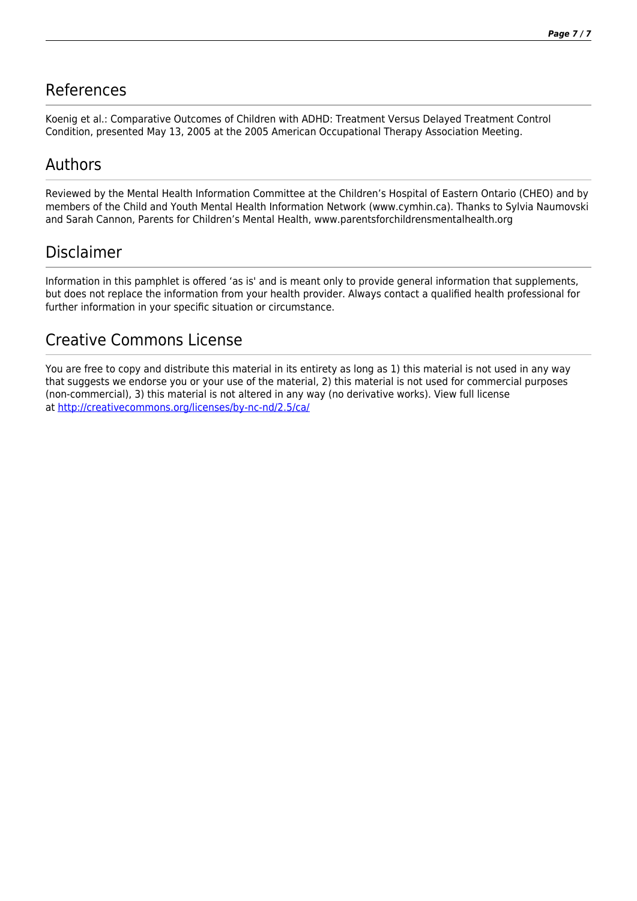## References

Koenig et al.: Comparative Outcomes of Children with ADHD: Treatment Versus Delayed Treatment Control Condition, presented May 13, 2005 at the 2005 American Occupational Therapy Association Meeting.

## Authors

Reviewed by the Mental Health Information Committee at the Children's Hospital of Eastern Ontario (CHEO) and by members of the Child and Youth Mental Health Information Network (www.cymhin.ca). Thanks to Sylvia Naumovski and Sarah Cannon, Parents for Children's Mental Health, www.parentsforchildrensmentalhealth.org

## Disclaimer

Information in this pamphlet is offered 'as is' and is meant only to provide general information that supplements, but does not replace the information from your health provider. Always contact a qualified health professional for further information in your specific situation or circumstance.

## Creative Commons License

You are free to copy and distribute this material in its entirety as long as 1) this material is not used in any way that suggests we endorse you or your use of the material, 2) this material is not used for commercial purposes (non-commercial), 3) this material is not altered in any way (no derivative works). View full license at [http://creativecommons.org/licenses/by-nc-nd/2.5/ca/](http://creativecommons.org/licenses/by-nc-nd/2.5/ca/)